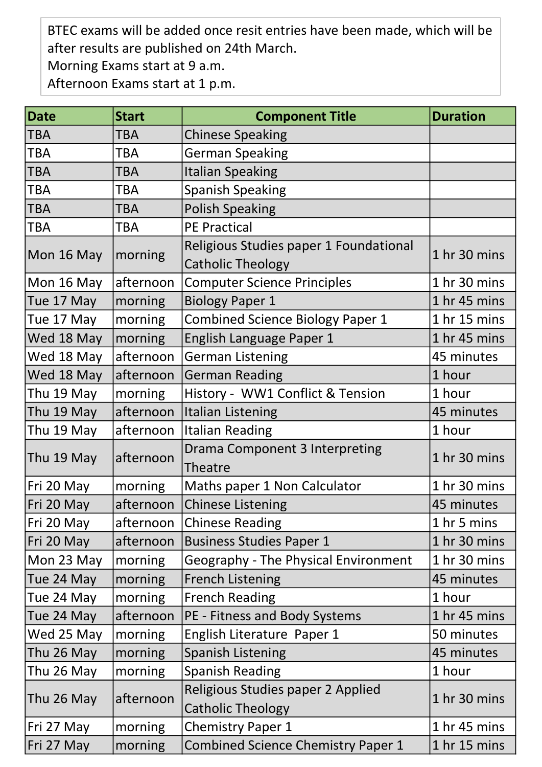BTEC exams will be added once resit entries have been made, which will be after results are published on 24th March.
Morning Exams start at 9 a.m.
Afternoon Exams start at 1 p.m.

| Date | Start | Component Title | Duration |
|---|---|---|---|
| TBA | TBA | Chinese Speaking | |
| TBA | TBA | German Speaking | |
| TBA | TBA | Italian Speaking | |
| TBA | TBA | Spanish Speaking | |
| TBA | TBA | Polish Speaking | |
| TBA | TBA | PE Practical | |
| Mon 16 May | morning | Religious Studies paper 1 Foundational Catholic Theology | 1 hr 30 mins |
| Mon 16 May | afternoon | Computer Science Principles | 1 hr 30 mins |
| Tue 17 May | morning | Biology Paper 1 | 1 hr 45 mins |
| Tue 17 May | morning | Combined Science Biology Paper 1 | 1 hr 15 mins |
| Wed 18 May | morning | English Language Paper 1 | 1 hr 45 mins |
| Wed 18 May | afternoon | German Listening | 45 minutes |
| Wed 18 May | afternoon | German Reading | 1 hour |
| Thu 19 May | morning | History - WW1 Conflict & Tension | 1 hour |
| Thu 19 May | afternoon | Italian Listening | 45 minutes |
| Thu 19 May | afternoon | Italian Reading | 1 hour |
| Thu 19 May | afternoon | Drama Component 3 Interpreting Theatre | 1 hr 30 mins |
| Fri 20 May | morning | Maths paper 1 Non Calculator | 1 hr 30 mins |
| Fri 20 May | afternoon | Chinese Listening | 45 minutes |
| Fri 20 May | afternoon | Chinese Reading | 1 hr 5 mins |
| Fri 20 May | afternoon | Business Studies Paper 1 | 1 hr 30 mins |
| Mon 23 May | morning | Geography - The Physical Environment | 1 hr 30 mins |
| Tue 24 May | morning | French Listening | 45 minutes |
| Tue 24 May | morning | French Reading | 1 hour |
| Tue 24 May | afternoon | PE - Fitness and Body Systems | 1 hr 45 mins |
| Wed 25 May | morning | English Literature Paper 1 | 50 minutes |
| Thu 26 May | morning | Spanish Listening | 45 minutes |
| Thu 26 May | morning | Spanish Reading | 1 hour |
| Thu 26 May | afternoon | Religious Studies paper 2 Applied Catholic Theology | 1 hr 30 mins |
| Fri 27 May | morning | Chemistry Paper 1 | 1 hr 45 mins |
| Fri 27 May | morning | Combined Science Chemistry Paper 1 | 1 hr 15 mins |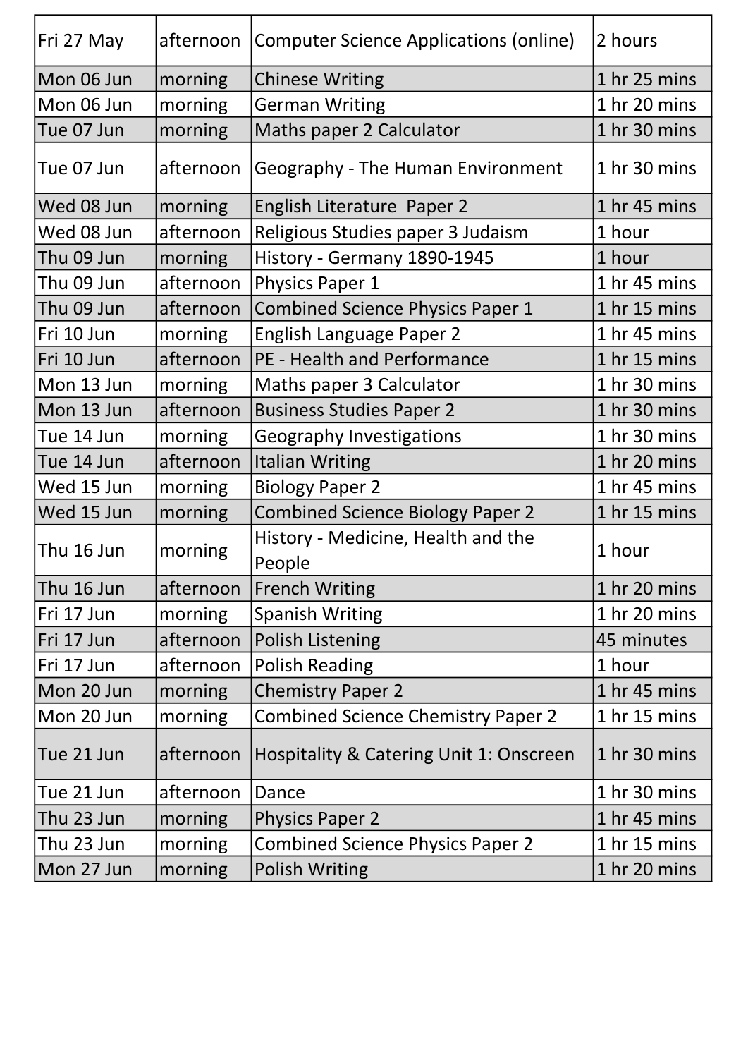| | | | |
|---|---|---|---|
| Fri 27 May | afternoon | Computer Science Applications (online) | 2 hours |
| Mon 06 Jun | morning | Chinese Writing | 1 hr 25 mins |
| Mon 06 Jun | morning | German Writing | 1 hr 20 mins |
| Tue 07 Jun | morning | Maths paper 2 Calculator | 1 hr 30 mins |
| Tue 07 Jun | afternoon | Geography - The Human Environment | 1 hr 30 mins |
| Wed 08 Jun | morning | English Literature  Paper 2 | 1 hr 45 mins |
| Wed 08 Jun | afternoon | Religious Studies paper 3 Judaism | 1 hour |
| Thu 09 Jun | morning | History - Germany 1890-1945 | 1 hour |
| Thu 09 Jun | afternoon | Physics Paper 1 | 1 hr 45 mins |
| Thu 09 Jun | afternoon | Combined Science Physics Paper 1 | 1 hr 15 mins |
| Fri 10 Jun | morning | English Language Paper 2 | 1 hr 45 mins |
| Fri 10 Jun | afternoon | PE - Health and Performance | 1 hr 15 mins |
| Mon 13 Jun | morning | Maths paper 3 Calculator | 1 hr 30 mins |
| Mon 13 Jun | afternoon | Business Studies Paper 2 | 1 hr 30 mins |
| Tue 14 Jun | morning | Geography Investigations | 1 hr 30 mins |
| Tue 14 Jun | afternoon | Italian Writing | 1 hr 20 mins |
| Wed 15 Jun | morning | Biology Paper 2 | 1 hr 45 mins |
| Wed 15 Jun | morning | Combined Science Biology Paper 2 | 1 hr 15 mins |
| Thu 16 Jun | morning | History - Medicine, Health and the People | 1 hour |
| Thu 16 Jun | afternoon | French Writing | 1 hr 20 mins |
| Fri 17 Jun | morning | Spanish Writing | 1 hr 20 mins |
| Fri 17 Jun | afternoon | Polish Listening | 45 minutes |
| Fri 17 Jun | afternoon | Polish Reading | 1 hour |
| Mon 20 Jun | morning | Chemistry Paper 2 | 1 hr 45 mins |
| Mon 20 Jun | morning | Combined Science Chemistry Paper 2 | 1 hr 15 mins |
| Tue 21 Jun | afternoon | Hospitality & Catering Unit 1: Onscreen | 1 hr 30 mins |
| Tue 21 Jun | afternoon | Dance | 1 hr 30 mins |
| Thu 23 Jun | morning | Physics Paper 2 | 1 hr 45 mins |
| Thu 23 Jun | morning | Combined Science Physics Paper 2 | 1 hr 15 mins |
| Mon 27 Jun | morning | Polish Writing | 1 hr 20 mins |